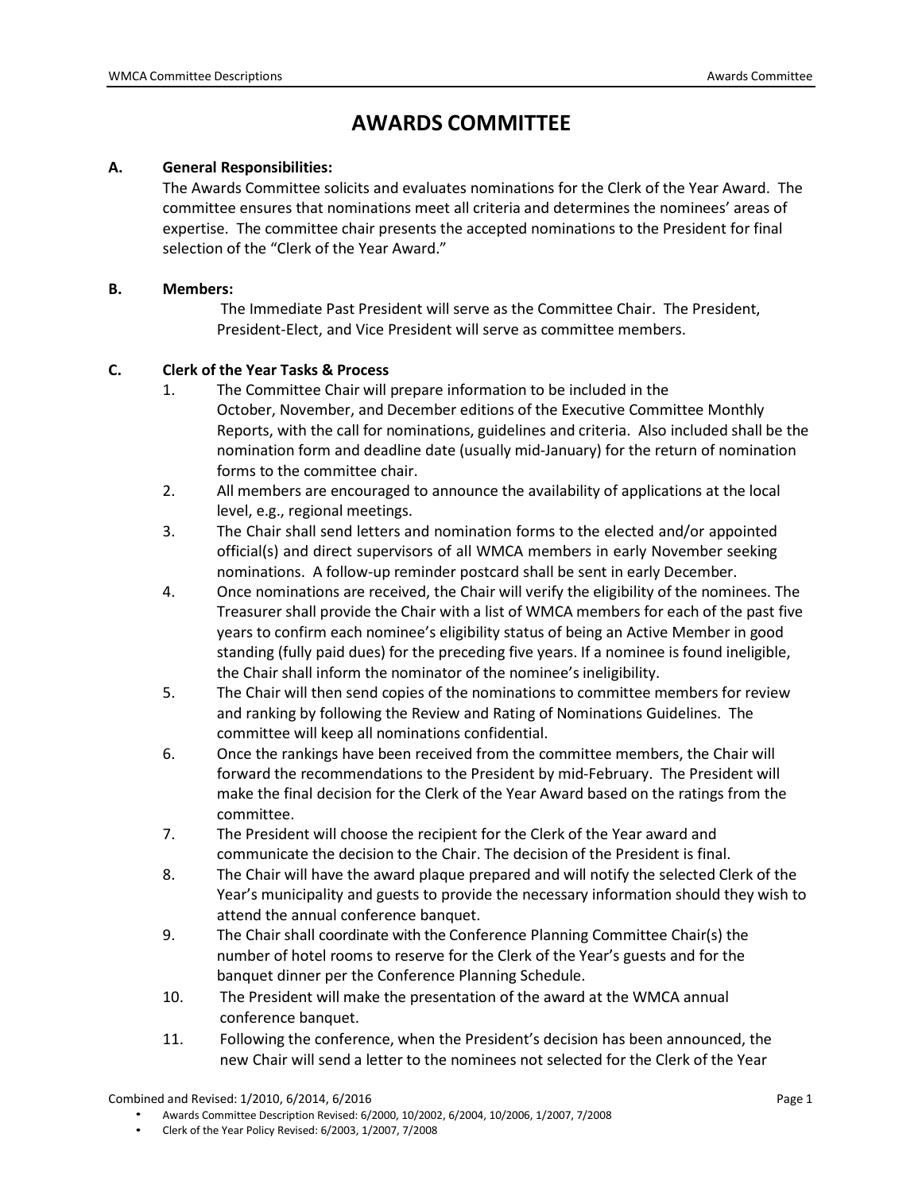# AWARDS COMMITTEE

**A. General Responsibilities:**

The Awards Committee solicits and evaluates nominations for the Clerk of the Year Award. The committee ensures that nominations meet all criteria and determines the nominees' areas of expertise. The committee chair presents the accepted nominations to the President for final selection of the "Clerk of the Year Award."

**B. Members:**

The Immediate Past President will serve as the Committee Chair. The President, President-Elect, and Vice President will serve as committee members.

**C. Clerk of the Year Tasks & Process**

1. The Committee Chair will prepare information to be included in the October, November, and December editions of the Executive Committee Monthly Reports, with the call for nominations, guidelines and criteria. Also included shall be the nomination form and deadline date (usually mid-January) for the return of nomination forms to the committee chair.
2. All members are encouraged to announce the availability of applications at the local level, e.g., regional meetings.
3. The Chair shall send letters and nomination forms to the elected and/or appointed official(s) and direct supervisors of all WMCA members in early November seeking nominations. A follow-up reminder postcard shall be sent in early December.
4. Once nominations are received, the Chair will verify the eligibility of the nominees. The Treasurer shall provide the Chair with a list of WMCA members for each of the past five years to confirm each nominee's eligibility status of being an Active Member in good standing (fully paid dues) for the preceding five years. If a nominee is found ineligible, the Chair shall inform the nominator of the nominee's ineligibility.
5. The Chair will then send copies of the nominations to committee members for review and ranking by following the Review and Rating of Nominations Guidelines. The committee will keep all nominations confidential.
6. Once the rankings have been received from the committee members, the Chair will forward the recommendations to the President by mid-February. The President will make the final decision for the Clerk of the Year Award based on the ratings from the committee.
7. The President will choose the recipient for the Clerk of the Year award and communicate the decision to the Chair. The decision of the President is final.
8. The Chair will have the award plaque prepared and will notify the selected Clerk of the Year's municipality and guests to provide the necessary information should they wish to attend the annual conference banquet.
9. The Chair shall coordinate with the Conference Planning Committee Chair(s) the number of hotel rooms to reserve for the Clerk of the Year's guests and for the banquet dinner per the Conference Planning Schedule.
10. The President will make the presentation of the award at the WMCA annual conference banquet.
11. Following the conference, when the President's decision has been announced, the new Chair will send a letter to the nominees not selected for the Clerk of the Year

Combined and Revised: 1/2010, 6/2014, 6/2016

- Awards Committee Description Revised: 6/2000, 10/2002, 6/2004, 10/2006, 1/2007, 7/2008
- Clerk of the Year Policy Revised: 6/2003, 1/2007, 7/2008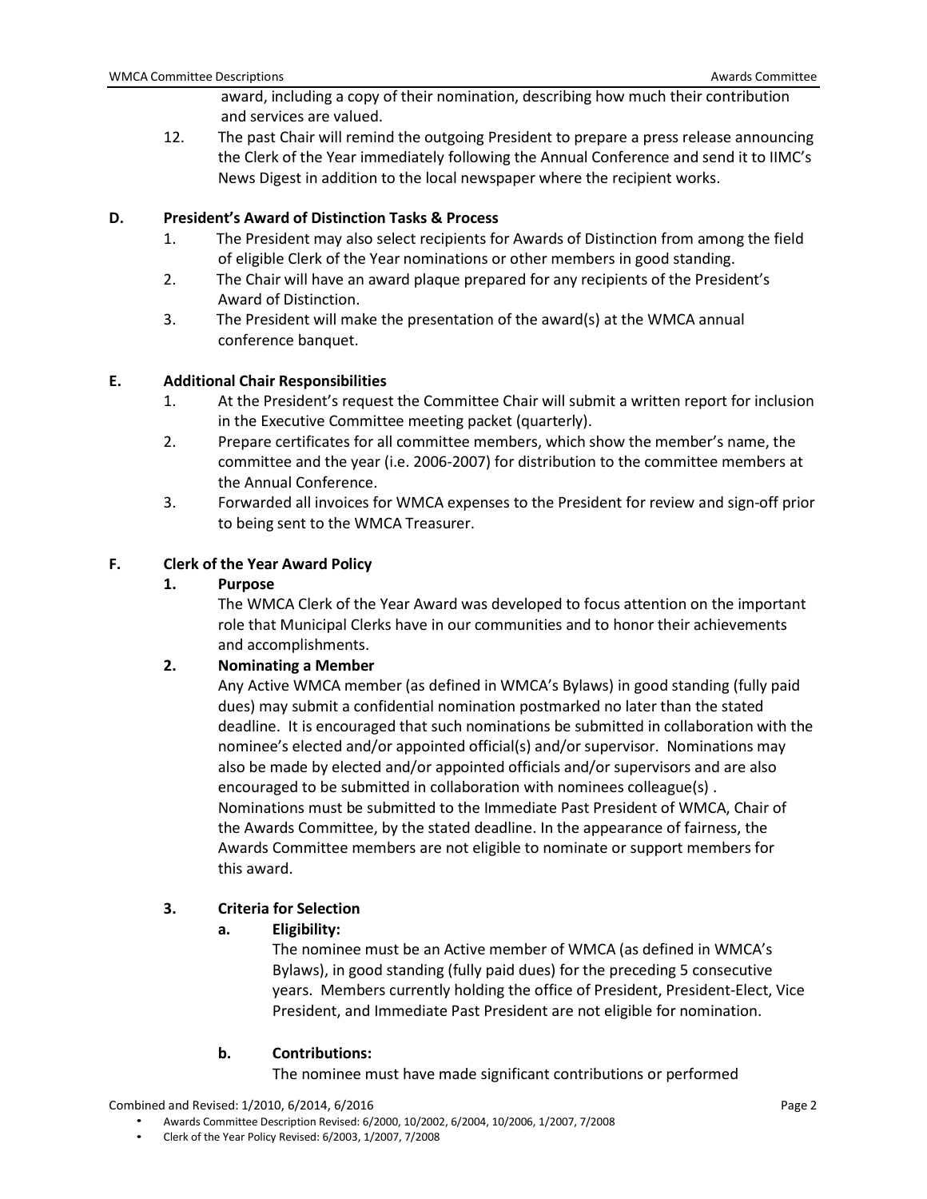award, including a copy of their nomination, describing how much their contribution and services are valued.

12. The past Chair will remind the outgoing President to prepare a press release announcing the Clerk of the Year immediately following the Annual Conference and send it to IIMC's News Digest in addition to the local newspaper where the recipient works.

**D. President's Award of Distinction Tasks & Process**

1. The President may also select recipients for Awards of Distinction from among the field of eligible Clerk of the Year nominations or other members in good standing.
2. The Chair will have an award plaque prepared for any recipients of the President's Award of Distinction.
3. The President will make the presentation of the award(s) at the WMCA annual conference banquet.

**E. Additional Chair Responsibilities**

1. At the President's request the Committee Chair will submit a written report for inclusion in the Executive Committee meeting packet (quarterly).
2. Prepare certificates for all committee members, which show the member's name, the committee and the year (i.e. 2006-2007) for distribution to the committee members at the Annual Conference.
3. Forwarded all invoices for WMCA expenses to the President for review and sign-off prior to being sent to the WMCA Treasurer.

**F. Clerk of the Year Award Policy**

**1. Purpose**

The WMCA Clerk of the Year Award was developed to focus attention on the important role that Municipal Clerks have in our communities and to honor their achievements and accomplishments.

**2. Nominating a Member**

Any Active WMCA member (as defined in WMCA's Bylaws) in good standing (fully paid dues) may submit a confidential nomination postmarked no later than the stated deadline. It is encouraged that such nominations be submitted in collaboration with the nominee's elected and/or appointed official(s) and/or supervisor. Nominations may also be made by elected and/or appointed officials and/or supervisors and are also encouraged to be submitted in collaboration with nominees colleague(s) . Nominations must be submitted to the Immediate Past President of WMCA, Chair of the Awards Committee, by the stated deadline. In the appearance of fairness, the Awards Committee members are not eligible to nominate or support members for this award.

**3. Criteria for Selection**

**a. Eligibility:**

The nominee must be an Active member of WMCA (as defined in WMCA's Bylaws), in good standing (fully paid dues) for the preceding 5 consecutive years. Members currently holding the office of President, President-Elect, Vice President, and Immediate Past President are not eligible for nomination.

**b. Contributions:**

The nominee must have made significant contributions or performed

Combined and Revised: 1/2010, 6/2014, 6/2016

- Awards Committee Description Revised: 6/2000, 10/2002, 6/2004, 10/2006, 1/2007, 7/2008
- Clerk of the Year Policy Revised: 6/2003, 1/2007, 7/2008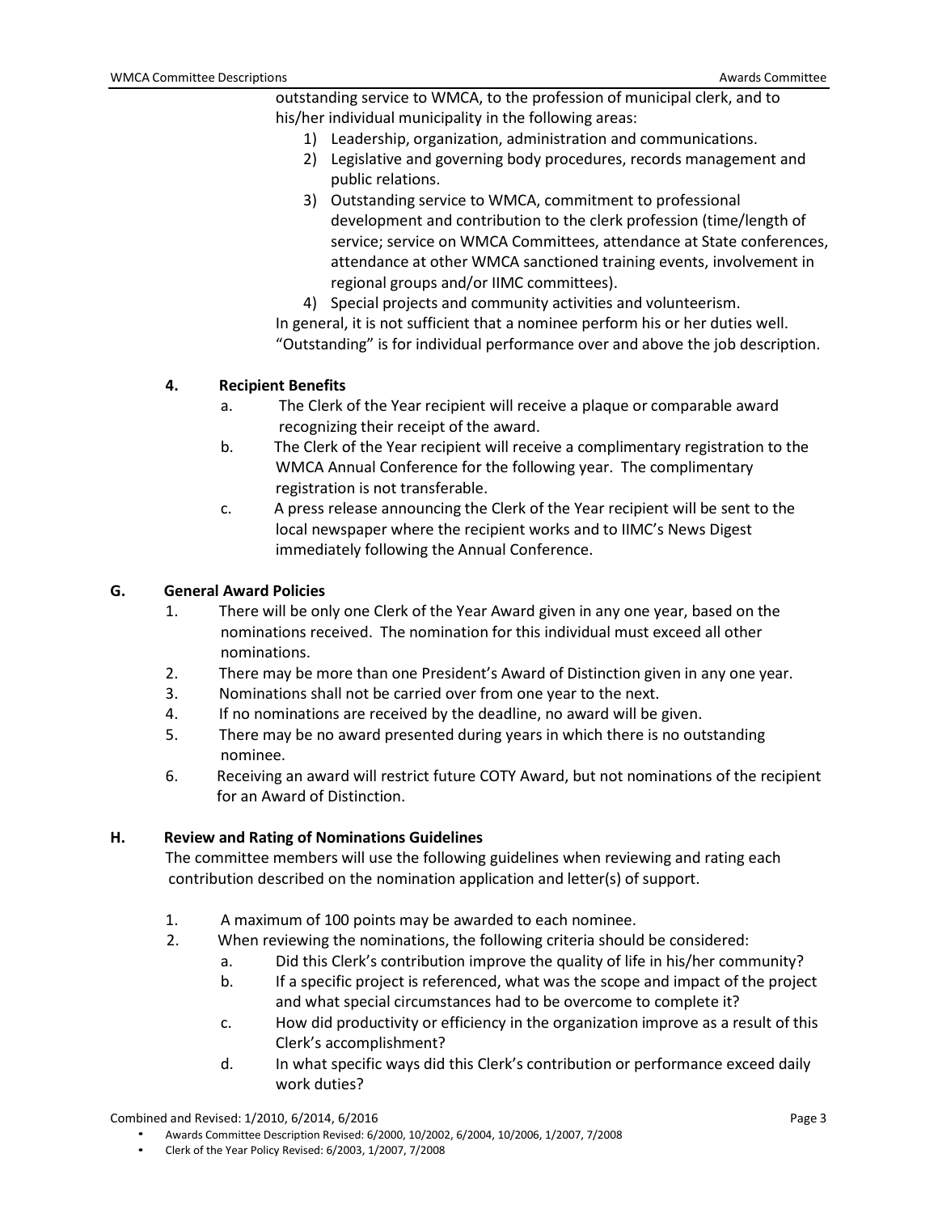outstanding service to WMCA, to the profession of municipal clerk, and to his/her individual municipality in the following areas:

1) Leadership, organization, administration and communications.
2) Legislative and governing body procedures, records management and public relations.
3) Outstanding service to WMCA, commitment to professional development and contribution to the clerk profession (time/length of service; service on WMCA Committees, attendance at State conferences, attendance at other WMCA sanctioned training events, involvement in regional groups and/or IIMC committees).
4) Special projects and community activities and volunteerism.

In general, it is not sufficient that a nominee perform his or her duties well. "Outstanding" is for individual performance over and above the job description.

**4. Recipient Benefits**

a. The Clerk of the Year recipient will receive a plaque or comparable award recognizing their receipt of the award.

b. The Clerk of the Year recipient will receive a complimentary registration to the WMCA Annual Conference for the following year. The complimentary registration is not transferable.

c. A press release announcing the Clerk of the Year recipient will be sent to the local newspaper where the recipient works and to IIMC's News Digest immediately following the Annual Conference.

## G. General Award Policies

1. There will be only one Clerk of the Year Award given in any one year, based on the nominations received. The nomination for this individual must exceed all other nominations.
2. There may be more than one President's Award of Distinction given in any one year.
3. Nominations shall not be carried over from one year to the next.
4. If no nominations are received by the deadline, no award will be given.
5. There may be no award presented during years in which there is no outstanding nominee.
6. Receiving an award will restrict future COTY Award, but not nominations of the recipient for an Award of Distinction.

## H. Review and Rating of Nominations Guidelines

The committee members will use the following guidelines when reviewing and rating each contribution described on the nomination application and letter(s) of support.

1. A maximum of 100 points may be awarded to each nominee.
2. When reviewing the nominations, the following criteria should be considered:
   a. Did this Clerk's contribution improve the quality of life in his/her community?
   b. If a specific project is referenced, what was the scope and impact of the project and what special circumstances had to be overcome to complete it?
   c. How did productivity or efficiency in the organization improve as a result of this Clerk's accomplishment?
   d. In what specific ways did this Clerk's contribution or performance exceed daily work duties?

Combined and Revised: 1/2010, 6/2014, 6/2016

- Awards Committee Description Revised: 6/2000, 10/2002, 6/2004, 10/2006, 1/2007, 7/2008
- Clerk of the Year Policy Revised: 6/2003, 1/2007, 7/2008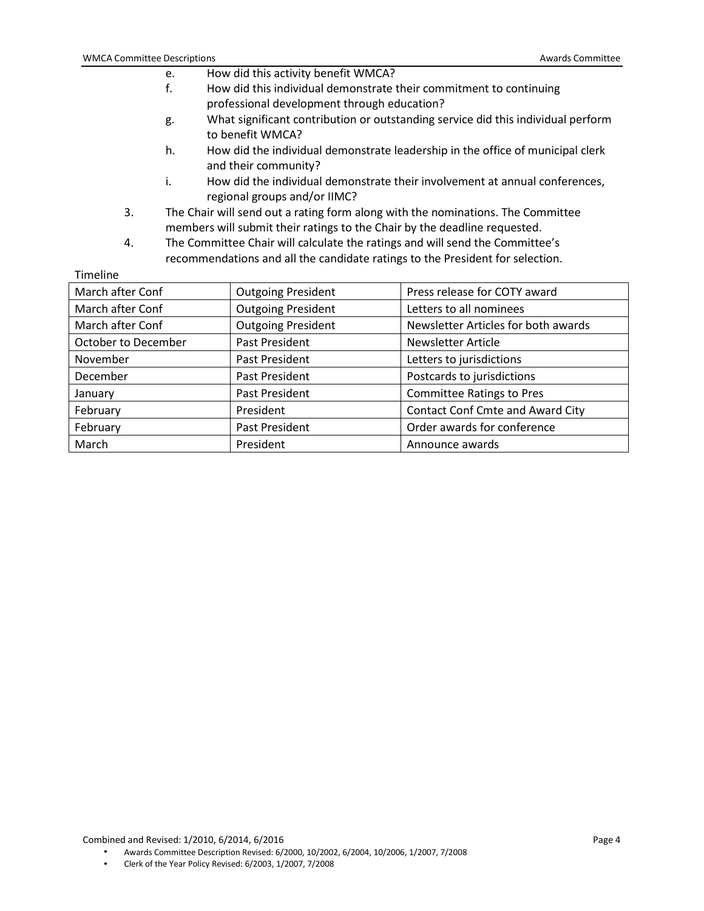e. How did this activity benefit WMCA?

f. How did this individual demonstrate their commitment to continuing professional development through education?

g. What significant contribution or outstanding service did this individual perform to benefit WMCA?

h. How did the individual demonstrate leadership in the office of municipal clerk and their community?

i. How did the individual demonstrate their involvement at annual conferences, regional groups and/or IIMC?

3. The Chair will send out a rating form along with the nominations. The Committee members will submit their ratings to the Chair by the deadline requested.

4. The Committee Chair will calculate the ratings and will send the Committee's recommendations and all the candidate ratings to the President for selection.

Timeline

| | | |
|---|---|---|
| March after Conf | Outgoing President | Press release for COTY award |
| March after Conf | Outgoing President | Letters to all nominees |
| March after Conf | Outgoing President | Newsletter Articles for both awards |
| October to December | Past President | Newsletter Article |
| November | Past President | Letters to jurisdictions |
| December | Past President | Postcards to jurisdictions |
| January | Past President | Committee Ratings to Pres |
| February | President | Contact Conf Cmte and Award City |
| February | Past President | Order awards for conference |
| March | President | Announce awards |

Combined and Revised: 1/2010, 6/2014, 6/2016

- Awards Committee Description Revised: 6/2000, 10/2002, 6/2004, 10/2006, 1/2007, 7/2008
- Clerk of the Year Policy Revised: 6/2003, 1/2007, 7/2008